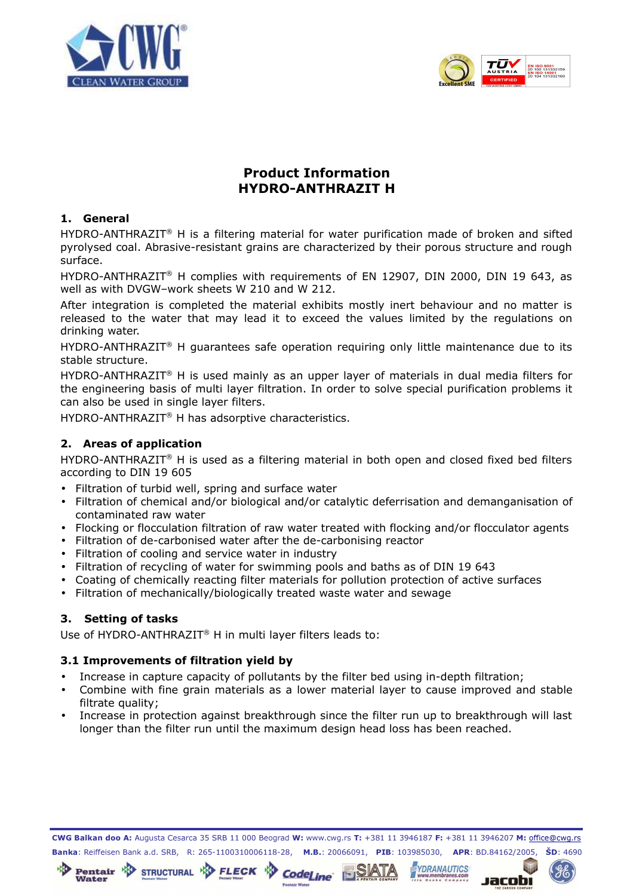# Product Information
# HYDRO-ANTHRAZIT H

## 1. General

HYDRO-ANTHRAZIT® H is a filtering material for water purification made of broken and sifted pyrolysed coal. Abrasive-resistant grains are characterized by their porous structure and rough surface.

HYDRO-ANTHRAZIT® H complies with requirements of EN 12907, DIN 2000, DIN 19 643, as well as with DVGW–work sheets W 210 and W 212.

After integration is completed the material exhibits mostly inert behaviour and no matter is released to the water that may lead it to exceed the values limited by the regulations on drinking water.

HYDRO-ANTHRAZIT® H guarantees safe operation requiring only little maintenance due to its stable structure.

HYDRO-ANTHRAZIT® H is used mainly as an upper layer of materials in dual media filters for the engineering basis of multi layer filtration. In order to solve special purification problems it can also be used in single layer filters.

HYDRO-ANTHRAZIT® H has adsorptive characteristics.

## 2. Areas of application

HYDRO-ANTHRAZIT® H is used as a filtering material in both open and closed fixed bed filters according to DIN 19 605

- Filtration of turbid well, spring and surface water
- Filtration of chemical and/or biological and/or catalytic deferrisation and demanganisation of contaminated raw water
- Flocking or flocculation filtration of raw water treated with flocking and/or flocculator agents
- Filtration of de-carbonised water after the de-carbonising reactor
- Filtration of cooling and service water in industry
- Filtration of recycling of water for swimming pools and baths as of DIN 19 643
- Coating of chemically reacting filter materials for pollution protection of active surfaces
- Filtration of mechanically/biologically treated waste water and sewage

## 3. Setting of tasks

Use of HYDRO-ANTHRAZIT® H in multi layer filters leads to:

### 3.1 Improvements of filtration yield by

- Increase in capture capacity of pollutants by the filter bed using in-depth filtration;
- Combine with fine grain materials as a lower material layer to cause improved and stable filtrate quality;
- Increase in protection against breakthrough since the filter run up to breakthrough will last longer than the filter run until the maximum design head loss has been reached.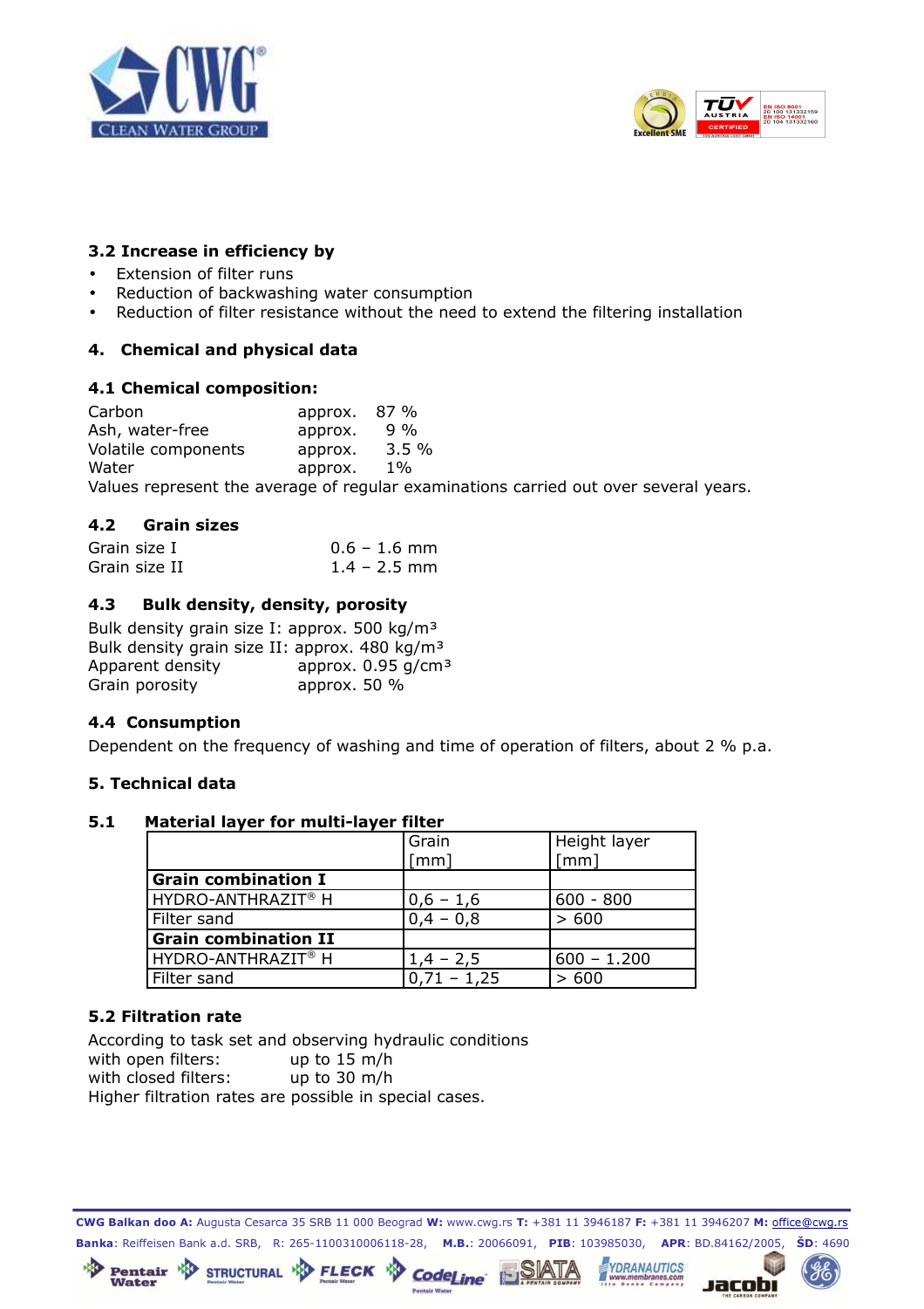### 3.2 Increase in efficiency by

- Extension of filter runs
- Reduction of backwashing water consumption
- Reduction of filter resistance without the need to extend the filtering installation

## 4. Chemical and physical data

### 4.1 Chemical composition:

| | | |
|---|---|---|
| Carbon | approx. | 87 % |
| Ash, water-free | approx. | 9 % |
| Volatile components | approx. | 3.5 % |
| Water | approx. | 1% |

Values represent the average of regular examinations carried out over several years.

### 4.2 Grain sizes

| | |
|---|---|
| Grain size I | 0.6 – 1.6 mm |
| Grain size II | 1.4 – 2.5 mm |

### 4.3 Bulk density, density, porosity

Bulk density grain size I: approx. 500 kg/m³
Bulk density grain size II: approx. 480 kg/m³
Apparent density approx. 0.95 g/cm³
Grain porosity approx. 50 %

### 4.4 Consumption

Dependent on the frequency of washing and time of operation of filters, about 2 % p.a.

## 5. Technical data

### 5.1 Material layer for multi-layer filter

| | Grain [mm] | Height layer [mm] |
|---|---|---|
| **Grain combination I** | | |
| HYDRO-ANTHRAZIT® H | 0,6 – 1,6 | 600 - 800 |
| Filter sand | 0,4 – 0,8 | > 600 |
| **Grain combination II** | | |
| HYDRO-ANTHRAZIT® H | 1,4 – 2,5 | 600 – 1.200 |
| Filter sand | 0,71 – 1,25 | > 600 |

### 5.2 Filtration rate

According to task set and observing hydraulic conditions
with open filters: up to 15 m/h
with closed filters: up to 30 m/h
Higher filtration rates are possible in special cases.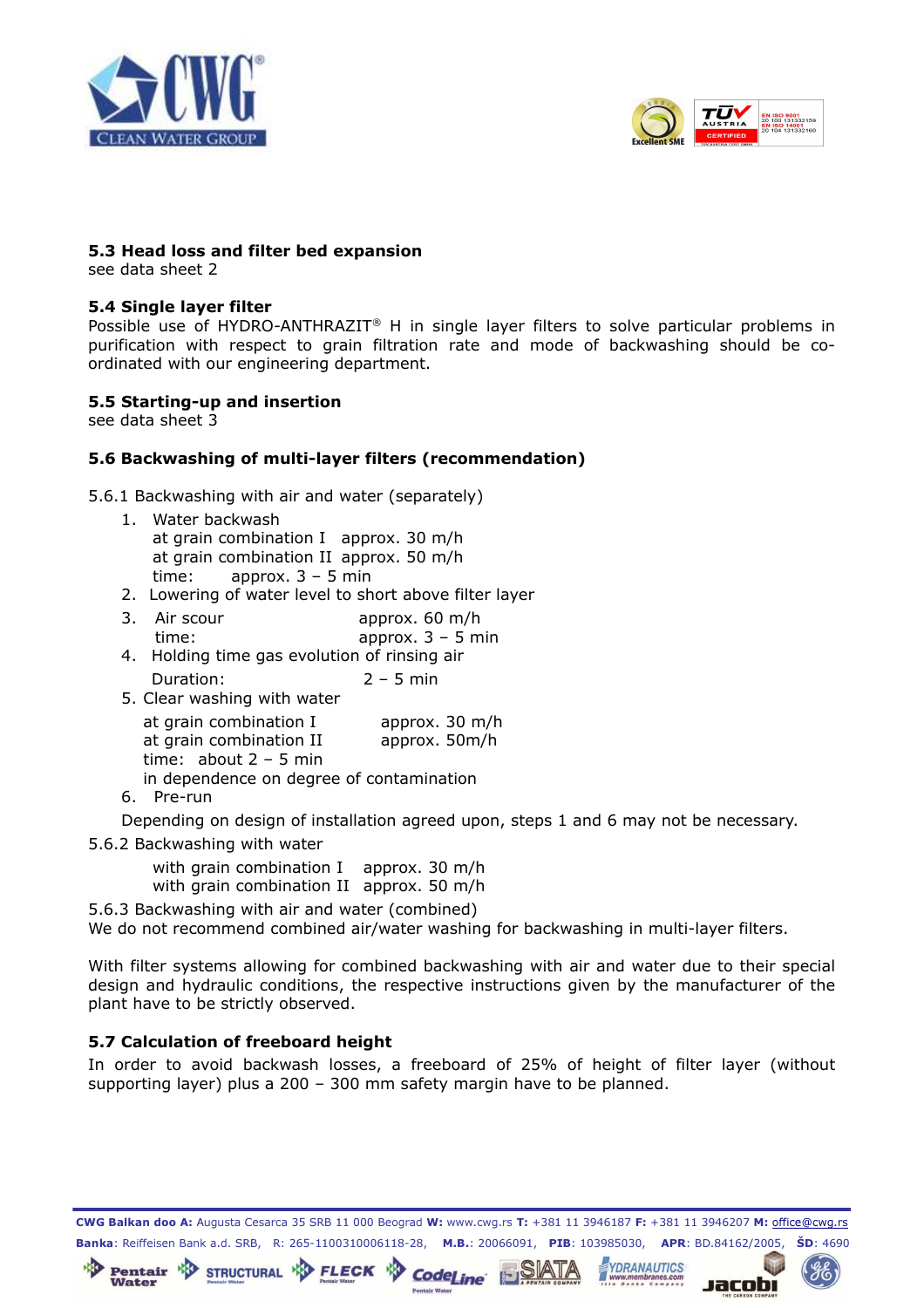### 5.3 Head loss and filter bed expansion

see data sheet 2

### 5.4 Single layer filter

Possible use of HYDRO-ANTHRAZIT® H in single layer filters to solve particular problems in purification with respect to grain filtration rate and mode of backwashing should be co-ordinated with our engineering department.

### 5.5 Starting-up and insertion

see data sheet 3

### 5.6 Backwashing of multi-layer filters (recommendation)

5.6.1 Backwashing with air and water (separately)

1. Water backwash
   at grain combination I approx. 30 m/h
   at grain combination II approx. 50 m/h
   time: approx. 3 – 5 min
2. Lowering of water level to short above filter layer
3. Air scour approx. 60 m/h
   time: approx. 3 – 5 min
4. Holding time gas evolution of rinsing air
   Duration: 2 – 5 min
5. Clear washing with water
   at grain combination I approx. 30 m/h
   at grain combination II approx. 50m/h
   time: about 2 – 5 min
   in dependence on degree of contamination
6. Pre-run

Depending on design of installation agreed upon, steps 1 and 6 may not be necessary.

5.6.2 Backwashing with water

with grain combination I approx. 30 m/h
with grain combination II approx. 50 m/h

5.6.3 Backwashing with air and water (combined)

We do not recommend combined air/water washing for backwashing in multi-layer filters.

With filter systems allowing for combined backwashing with air and water due to their special design and hydraulic conditions, the respective instructions given by the manufacturer of the plant have to be strictly observed.

### 5.7 Calculation of freeboard height

In order to avoid backwash losses, a freeboard of 25% of height of filter layer (without supporting layer) plus a 200 – 300 mm safety margin have to be planned.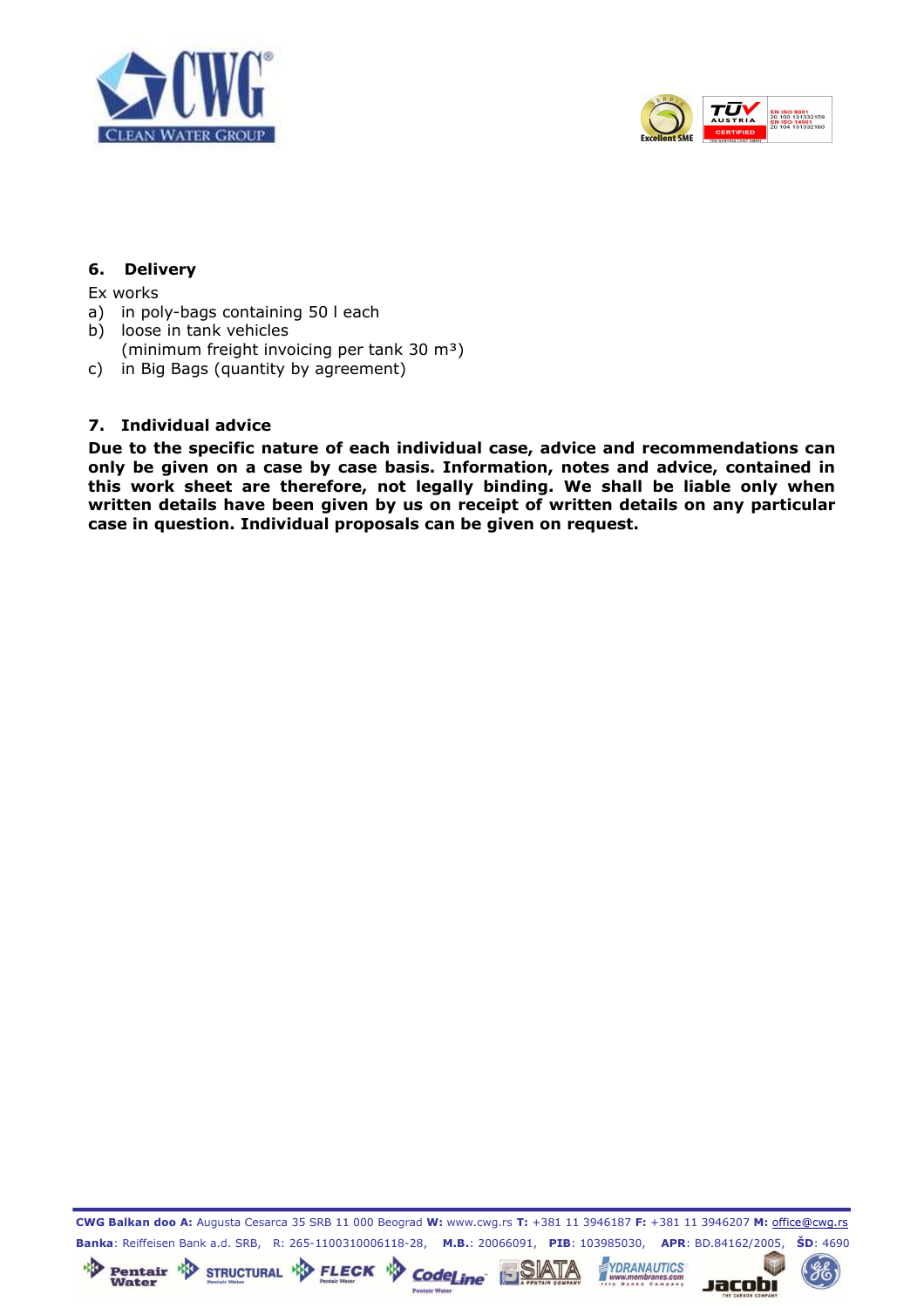## 6. Delivery

Ex works

a) in poly-bags containing 50 l each
b) loose in tank vehicles
   (minimum freight invoicing per tank 30 $m^3$)
c) in Big Bags (quantity by agreement)

## 7. Individual advice

**Due to the specific nature of each individual case, advice and recommendations can only be given on a case by case basis. Information, notes and advice, contained in this work sheet are therefore, not legally binding. We shall be liable only when written details have been given by us on receipt of written details on any particular case in question. Individual proposals can be given on request.**